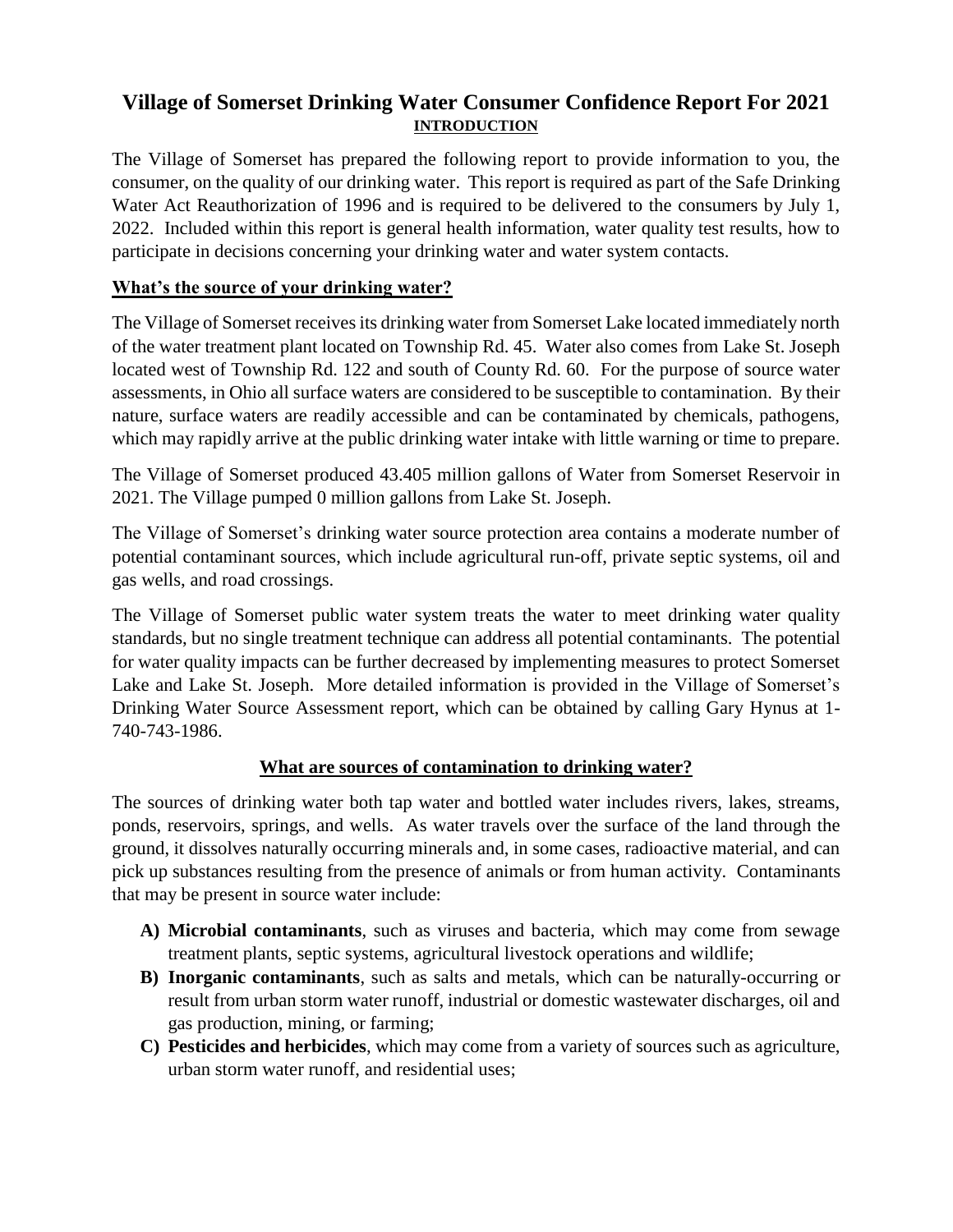# Village of Somerset Drinking Water Consumer Confidence Report For 2021

## INTRODUCTION

The Village of Somerset has prepared the following report to provide information to you, the consumer, on the quality of our drinking water. This report is required as part of the Safe Drinking Water Act Reauthorization of 1996 and is required to be delivered to the consumers by July 1, 2022. Included within this report is general health information, water quality test results, how to participate in decisions concerning your drinking water and water system contacts.

### What's the source of your drinking water?

The Village of Somerset receives its drinking water from Somerset Lake located immediately north of the water treatment plant located on Township Rd. 45. Water also comes from Lake St. Joseph located west of Township Rd. 122 and south of County Rd. 60. For the purpose of source water assessments, in Ohio all surface waters are considered to be susceptible to contamination. By their nature, surface waters are readily accessible and can be contaminated by chemicals, pathogens, which may rapidly arrive at the public drinking water intake with little warning or time to prepare.

The Village of Somerset produced 43.405 million gallons of Water from Somerset Reservoir in 2021. The Village pumped 0 million gallons from Lake St. Joseph.

The Village of Somerset's drinking water source protection area contains a moderate number of potential contaminant sources, which include agricultural run-off, private septic systems, oil and gas wells, and road crossings.

The Village of Somerset public water system treats the water to meet drinking water quality standards, but no single treatment technique can address all potential contaminants. The potential for water quality impacts can be further decreased by implementing measures to protect Somerset Lake and Lake St. Joseph. More detailed information is provided in the Village of Somerset's Drinking Water Source Assessment report, which can be obtained by calling Gary Hynus at 1-740-743-1986.

### What are sources of contamination to drinking water?

The sources of drinking water both tap water and bottled water includes rivers, lakes, streams, ponds, reservoirs, springs, and wells. As water travels over the surface of the land through the ground, it dissolves naturally occurring minerals and, in some cases, radioactive material, and can pick up substances resulting from the presence of animals or from human activity. Contaminants that may be present in source water include:

- **A) Microbial contaminants**, such as viruses and bacteria, which may come from sewage treatment plants, septic systems, agricultural livestock operations and wildlife;
- **B) Inorganic contaminants**, such as salts and metals, which can be naturally-occurring or result from urban storm water runoff, industrial or domestic wastewater discharges, oil and gas production, mining, or farming;
- **C) Pesticides and herbicides**, which may come from a variety of sources such as agriculture, urban storm water runoff, and residential uses;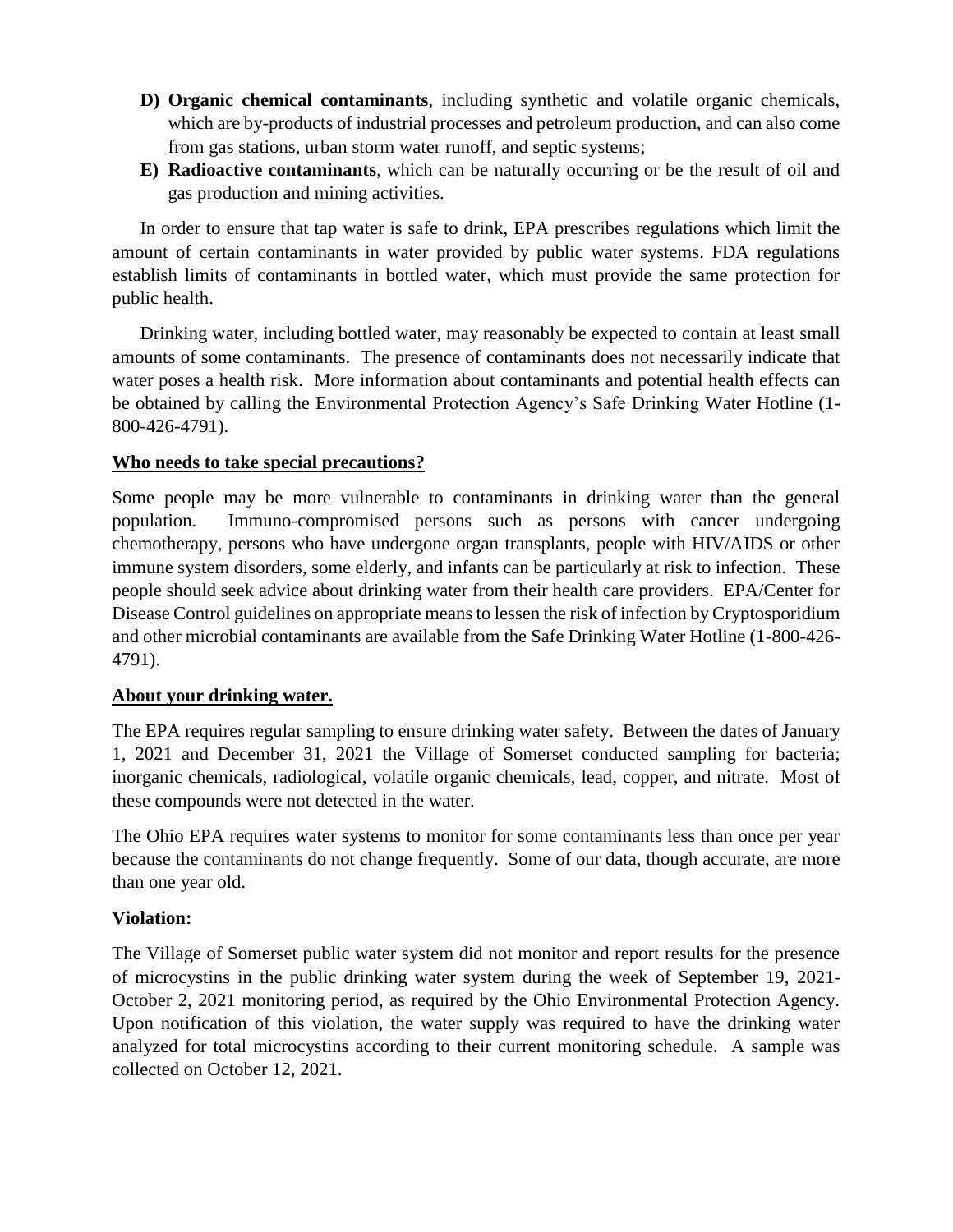D) **Organic chemical contaminants**, including synthetic and volatile organic chemicals, which are by-products of industrial processes and petroleum production, and can also come from gas stations, urban storm water runoff, and septic systems;

E) **Radioactive contaminants**, which can be naturally occurring or be the result of oil and gas production and mining activities.

In order to ensure that tap water is safe to drink, EPA prescribes regulations which limit the amount of certain contaminants in water provided by public water systems. FDA regulations establish limits of contaminants in bottled water, which must provide the same protection for public health.

Drinking water, including bottled water, may reasonably be expected to contain at least small amounts of some contaminants. The presence of contaminants does not necessarily indicate that water poses a health risk. More information about contaminants and potential health effects can be obtained by calling the Environmental Protection Agency's Safe Drinking Water Hotline (1-800-426-4791).

## Who needs to take special precautions?

Some people may be more vulnerable to contaminants in drinking water than the general population. Immuno-compromised persons such as persons with cancer undergoing chemotherapy, persons who have undergone organ transplants, people with HIV/AIDS or other immune system disorders, some elderly, and infants can be particularly at risk to infection. These people should seek advice about drinking water from their health care providers. EPA/Center for Disease Control guidelines on appropriate means to lessen the risk of infection by Cryptosporidium and other microbial contaminants are available from the Safe Drinking Water Hotline (1-800-426-4791).

## About your drinking water.

The EPA requires regular sampling to ensure drinking water safety. Between the dates of January 1, 2021 and December 31, 2021 the Village of Somerset conducted sampling for bacteria; inorganic chemicals, radiological, volatile organic chemicals, lead, copper, and nitrate. Most of these compounds were not detected in the water.

The Ohio EPA requires water systems to monitor for some contaminants less than once per year because the contaminants do not change frequently. Some of our data, though accurate, are more than one year old.

## Violation:

The Village of Somerset public water system did not monitor and report results for the presence of microcystins in the public drinking water system during the week of September 19, 2021-October 2, 2021 monitoring period, as required by the Ohio Environmental Protection Agency. Upon notification of this violation, the water supply was required to have the drinking water analyzed for total microcystins according to their current monitoring schedule. A sample was collected on October 12, 2021.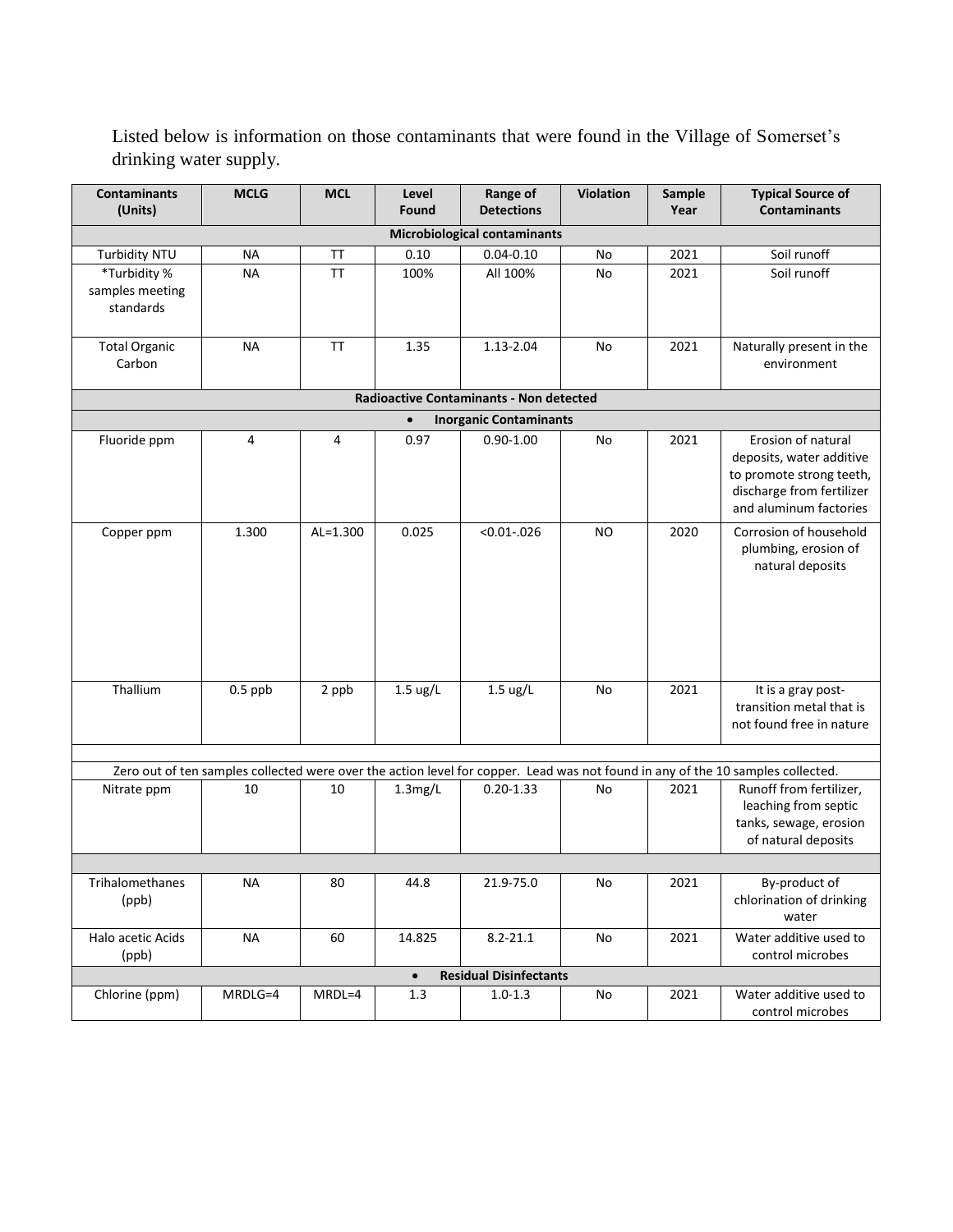Listed below is information on those contaminants that were found in the Village of Somerset's drinking water supply.

| Contaminants (Units) | MCLG | MCL | Level Found | Range of Detections | Violation | Sample Year | Typical Source of Contaminants |
|---|---|---|---|---|---|---|---|
| **Microbiological contaminants** | | | | | | | |
| Turbidity NTU | NA | TT | 0.10 | 0.04-0.10 | No | 2021 | Soil runoff |
| *Turbidity % samples meeting standards | NA | TT | 100% | All 100% | No | 2021 | Soil runoff |
| Total Organic Carbon | NA | TT | 1.35 | 1.13-2.04 | No | 2021 | Naturally present in the environment |
| **Radioactive Contaminants - Non detected** | | | | | | | |
| • **Inorganic Contaminants** | | | | | | | |
| Fluoride ppm | 4 | 4 | 0.97 | 0.90-1.00 | No | 2021 | Erosion of natural deposits, water additive to promote strong teeth, discharge from fertilizer and aluminum factories |
| Copper ppm | 1.300 | AL=1.300 | 0.025 | <0.01-.026 | NO | 2020 | Corrosion of household plumbing, erosion of natural deposits |
| Thallium | 0.5 ppb | 2 ppb | 1.5 ug/L | 1.5 ug/L | No | 2021 | It is a gray post-transition metal that is not found free in nature |
| | | | | | | | |
| Zero out of ten samples collected were over the action level for copper. Lead was not found in any of the 10 samples collected. | | | | | | | |
| Nitrate ppm | 10 | 10 | 1.3mg/L | 0.20-1.33 | No | 2021 | Runoff from fertilizer, leaching from septic tanks, sewage, erosion of natural deposits |
| | | | | | | | |
| Trihalomethanes (ppb) | NA | 80 | 44.8 | 21.9-75.0 | No | 2021 | By-product of chlorination of drinking water |
| Halo acetic Acids (ppb) | NA | 60 | 14.825 | 8.2-21.1 | No | 2021 | Water additive used to control microbes |
| • **Residual Disinfectants** | | | | | | | |
| Chlorine (ppm) | MRDLG=4 | MRDL=4 | 1.3 | 1.0-1.3 | No | 2021 | Water additive used to control microbes |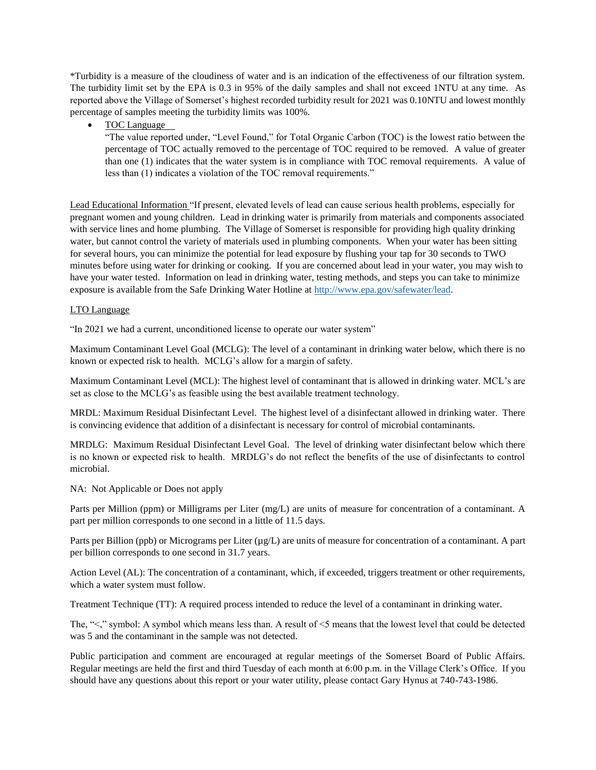*Turbidity is a measure of the cloudiness of water and is an indication of the effectiveness of our filtration system. The turbidity limit set by the EPA is 0.3 in 95% of the daily samples and shall not exceed 1NTU at any time. As reported above the Village of Somerset's highest recorded turbidity result for 2021 was 0.10NTU and lowest monthly percentage of samples meeting the turbidity limits was 100%.

- TOC Language

  "The value reported under, "Level Found," for Total Organic Carbon (TOC) is the lowest ratio between the percentage of TOC actually removed to the percentage of TOC required to be removed. A value of greater than one (1) indicates that the water system is in compliance with TOC removal requirements. A value of less than (1) indicates a violation of the TOC removal requirements."

Lead Educational Information "If present, elevated levels of lead can cause serious health problems, especially for pregnant women and young children. Lead in drinking water is primarily from materials and components associated with service lines and home plumbing. The Village of Somerset is responsible for providing high quality drinking water, but cannot control the variety of materials used in plumbing components. When your water has been sitting for several hours, you can minimize the potential for lead exposure by flushing your tap for 30 seconds to TWO minutes before using water for drinking or cooking. If you are concerned about lead in your water, you may wish to have your water tested. Information on lead in drinking water, testing methods, and steps you can take to minimize exposure is available from the Safe Drinking Water Hotline at http://www.epa.gov/safewater/lead.

LTO Language

"In 2021 we had a current, unconditioned license to operate our water system"

Maximum Contaminant Level Goal (MCLG): The level of a contaminant in drinking water below, which there is no known or expected risk to health. MCLG's allow for a margin of safety.

Maximum Contaminant Level (MCL): The highest level of contaminant that is allowed in drinking water. MCL's are set as close to the MCLG's as feasible using the best available treatment technology.

MRDL: Maximum Residual Disinfectant Level. The highest level of a disinfectant allowed in drinking water. There is convincing evidence that addition of a disinfectant is necessary for control of microbial contaminants.

MRDLG: Maximum Residual Disinfectant Level Goal. The level of drinking water disinfectant below which there is no known or expected risk to health. MRDLG's do not reflect the benefits of the use of disinfectants to control microbial.

NA: Not Applicable or Does not apply

Parts per Million (ppm) or Milligrams per Liter (mg/L) are units of measure for concentration of a contaminant. A part per million corresponds to one second in a little of 11.5 days.

Parts per Billion (ppb) or Micrograms per Liter (µg/L) are units of measure for concentration of a contaminant. A part per billion corresponds to one second in 31.7 years.

Action Level (AL): The concentration of a contaminant, which, if exceeded, triggers treatment or other requirements, which a water system must follow.

Treatment Technique (TT): A required process intended to reduce the level of a contaminant in drinking water.

The, "<," symbol: A symbol which means less than. A result of <5 means that the lowest level that could be detected was 5 and the contaminant in the sample was not detected.

Public participation and comment are encouraged at regular meetings of the Somerset Board of Public Affairs. Regular meetings are held the first and third Tuesday of each month at 6:00 p.m. in the Village Clerk's Office. If you should have any questions about this report or your water utility, please contact Gary Hynus at 740-743-1986.